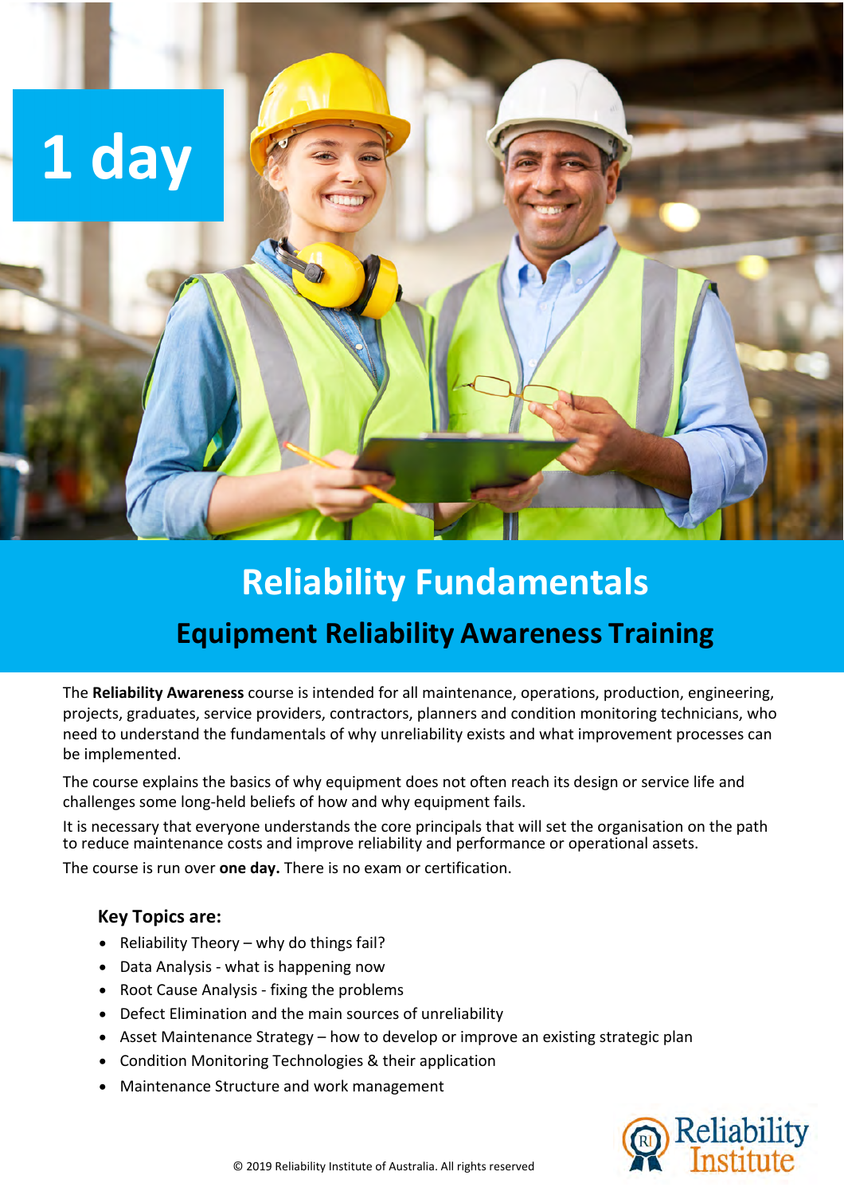1 day

# Reliability Fundamentals

## Equipment Reliability Awareness Training

The **Reliability Awareness** course is intended for all maintenance, operations, production, engineering, projects, graduates, service providers, contractors, planners and condition monitoring technicians, who need to understand the fundamentals of why unreliability exists and what improvement processes can be implemented.

The course explains the basics of why equipment does not often reach its design or service life and challenges some long-held beliefs of how and why equipment fails.

It is necessary that everyone understands the core principals that will set the organisation on the path to reduce maintenance costs and improve reliability and performance or operational assets.

The course is run over **one day.** There is no exam or certification.

### Key Topics are:

- Reliability Theory – why do things fail?
- Data Analysis - what is happening now
- Root Cause Analysis - fixing the problems
- Defect Elimination and the main sources of unreliability
- Asset Maintenance Strategy – how to develop or improve an existing strategic plan
- Condition Monitoring Technologies & their application
- Maintenance Structure and work management

© 2019 Reliability Institute of Australia. All rights reserved

Reliability Institute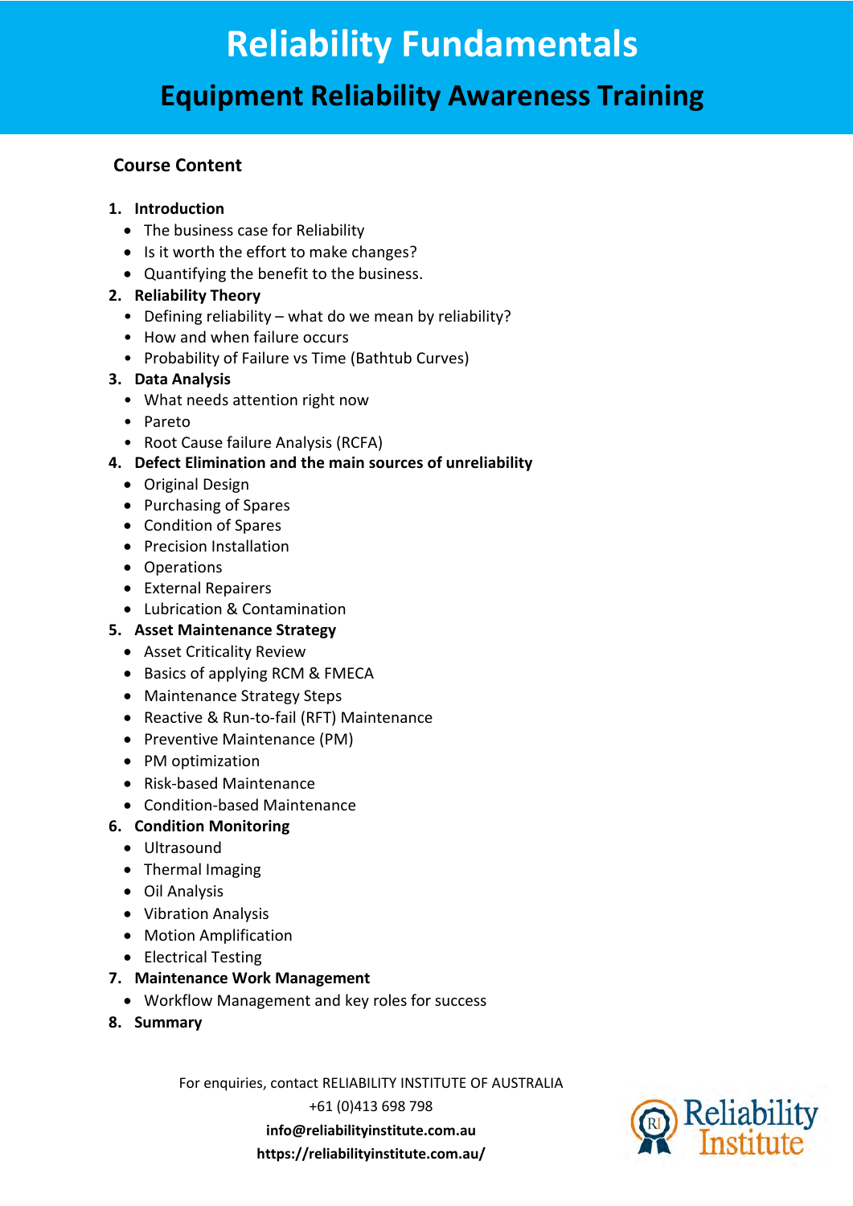# Reliability Fundamentals

## Equipment Reliability Awareness Training

### Course Content

1. **Introduction**
   - The business case for Reliability
   - Is it worth the effort to make changes?
   - Quantifying the benefit to the business.
2. **Reliability Theory**
   - Defining reliability – what do we mean by reliability?
   - How and when failure occurs
   - Probability of Failure vs Time (Bathtub Curves)
3. **Data Analysis**
   - What needs attention right now
   - Pareto
   - Root Cause failure Analysis (RCFA)
4. **Defect Elimination and the main sources of unreliability**
   - Original Design
   - Purchasing of Spares
   - Condition of Spares
   - Precision Installation
   - Operations
   - External Repairers
   - Lubrication & Contamination
5. **Asset Maintenance Strategy**
   - Asset Criticality Review
   - Basics of applying RCM & FMECA
   - Maintenance Strategy Steps
   - Reactive & Run-to-fail (RFT) Maintenance
   - Preventive Maintenance (PM)
   - PM optimization
   - Risk-based Maintenance
   - Condition-based Maintenance
6. **Condition Monitoring**
   - Ultrasound
   - Thermal Imaging
   - Oil Analysis
   - Vibration Analysis
   - Motion Amplification
   - Electrical Testing
7. **Maintenance Work Management**
   - Workflow Management and key roles for success
8. **Summary**

For enquiries, contact RELIABILITY INSTITUTE OF AUSTRALIA

+61 (0)413 698 798

**info@reliabilityinstitute.com.au**

**https://reliabilityinstitute.com.au/**

Reliability Institute